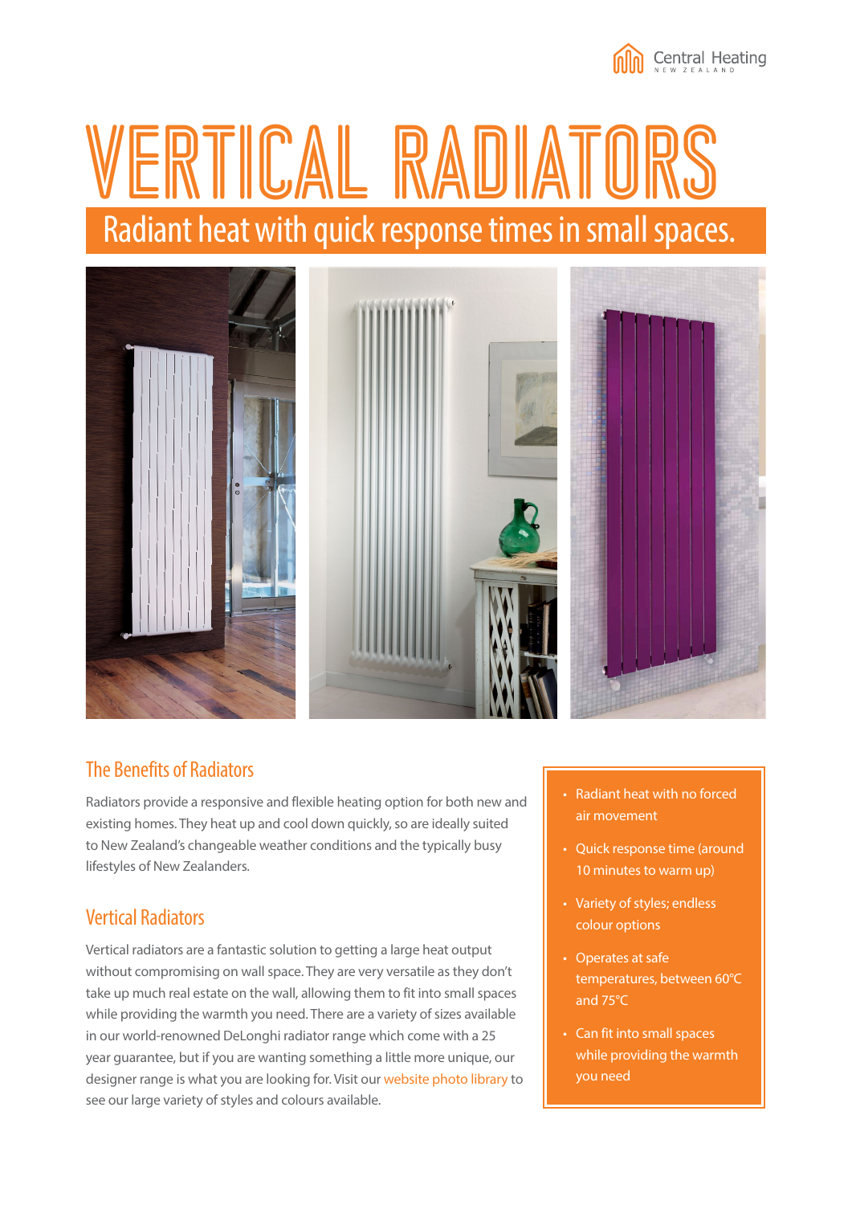Central Heating
NEW ZEALAND

# VERTICAL RADIATORS

## Radiant heat with quick response times in small spaces.

### The Benefits of Radiators

Radiators provide a responsive and flexible heating option for both new and existing homes. They heat up and cool down quickly, so are ideally suited to New Zealand's changeable weather conditions and the typically busy lifestyles of New Zealanders.

### Vertical Radiators

Vertical radiators are a fantastic solution to getting a large heat output without compromising on wall space. They are very versatile as they don't take up much real estate on the wall, allowing them to fit into small spaces while providing the warmth you need. There are a variety of sizes available in our world-renowned DeLonghi radiator range which come with a 25 year guarantee, but if you are wanting something a little more unique, our designer range is what you are looking for. Visit our website photo library to see our large variety of styles and colours available.

- Radiant heat with no forced air movement
- Quick response time (around 10 minutes to warm up)
- Variety of styles; endless colour options
- Operates at safe temperatures, between 60°C and 75°C
- Can fit into small spaces while providing the warmth you need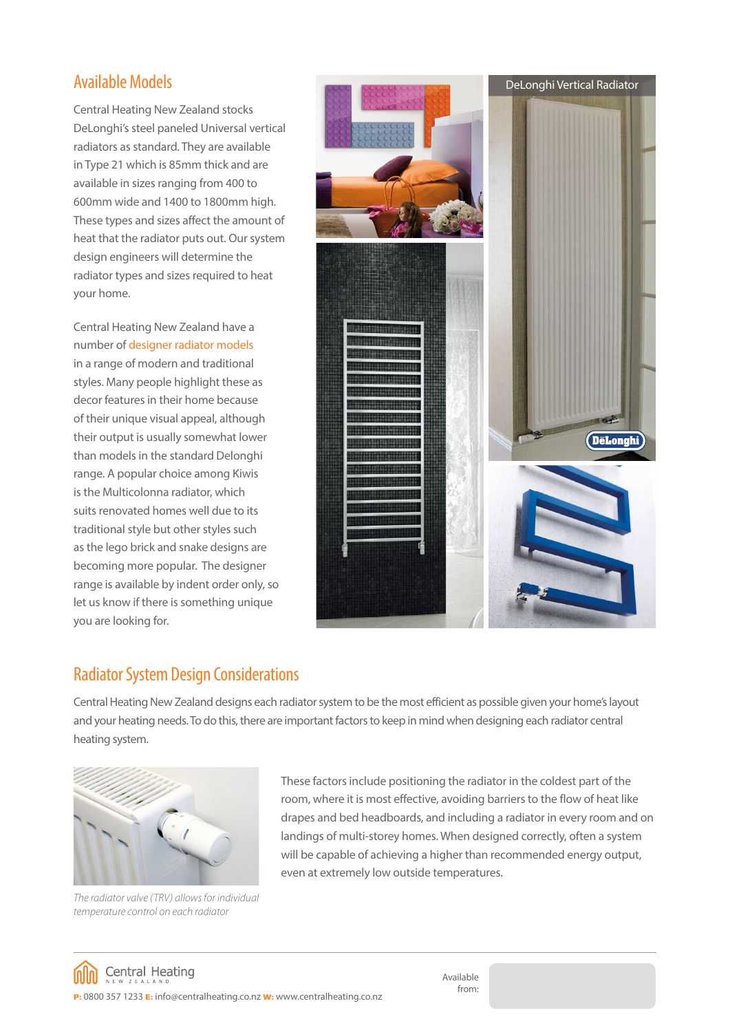## Available Models

Central Heating New Zealand stocks DeLonghi's steel paneled Universal vertical radiators as standard. They are available in Type 21 which is 85mm thick and are available in sizes ranging from 400 to 600mm wide and 1400 to 1800mm high. These types and sizes affect the amount of heat that the radiator puts out. Our system design engineers will determine the radiator types and sizes required to heat your home.

Central Heating New Zealand have a number of designer radiator models in a range of modern and traditional styles. Many people highlight these as decor features in their home because of their unique visual appeal, although their output is usually somewhat lower than models in the standard Delonghi range. A popular choice among Kiwis is the Multicolonna radiator, which suits renovated homes well due to its traditional style but other styles such as the lego brick and snake designs are becoming more popular. The designer range is available by indent order only, so let us know if there is something unique you are looking for.

DeLonghi Vertical Radiator

## Radiator System Design Considerations

Central Heating New Zealand designs each radiator system to be the most efficient as possible given your home's layout and your heating needs. To do this, there are important factors to keep in mind when designing each radiator central heating system.

*The radiator valve (TRV) allows for individual temperature control on each radiator*

These factors include positioning the radiator in the coldest part of the room, where it is most effective, avoiding barriers to the flow of heat like drapes and bed headboards, and including a radiator in every room and on landings of multi-storey homes. When designed correctly, often a system will be capable of achieving a higher than recommended energy output, even at extremely low outside temperatures.

Central Heating NEW ZEALAND

**P:** 0800 357 1233 **E:** info@centralheating.co.nz **W:** www.centralheating.co.nz

Available from: